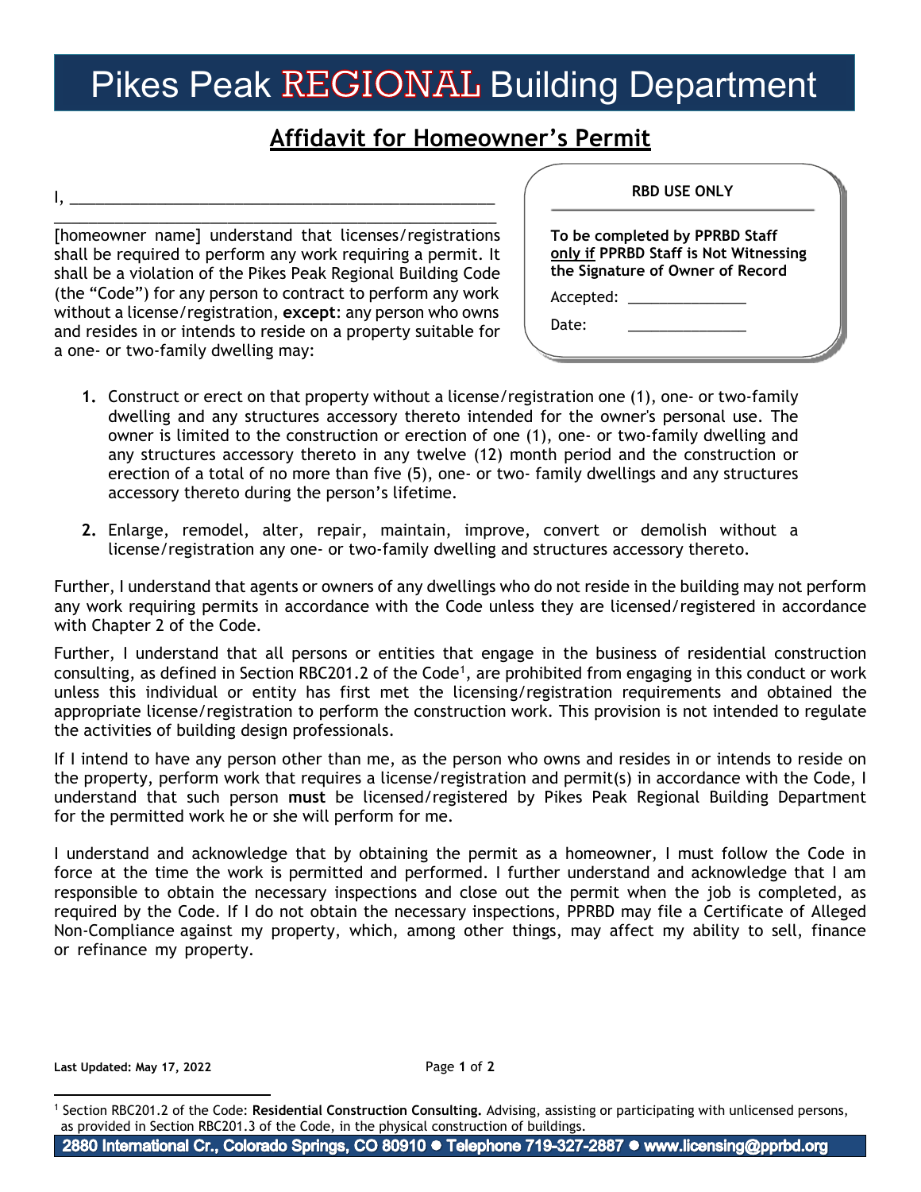# Pikes Peak REGIONAL Building Department

## Affidavit for Homeowner's Permit

I, ___________________________________________________

_____________________________________________________

[homeowner name] understand that licenses/registrations shall be required to perform any work requiring a permit. It shall be a violation of the Pikes Peak Regional Building Code (the "Code") for any person to contract to perform any work without a license/registration, **except**: any person who owns and resides in or intends to reside on a property suitable for a one- or two-family dwelling may:

**RBD USE ONLY**

**To be completed by PPRBD Staff only if PPRBD Staff is Not Witnessing the Signature of Owner of Record**

Accepted: _______________

Date: _______________

1. Construct or erect on that property without a license/registration one (1), one- or two-family dwelling and any structures accessory thereto intended for the owner's personal use. The owner is limited to the construction or erection of one (1), one- or two-family dwelling and any structures accessory thereto in any twelve (12) month period and the construction or erection of a total of no more than five (5), one- or two- family dwellings and any structures accessory thereto during the person's lifetime.

2. Enlarge, remodel, alter, repair, maintain, improve, convert or demolish without a license/registration any one- or two-family dwelling and structures accessory thereto.

Further, I understand that agents or owners of any dwellings who do not reside in the building may not perform any work requiring permits in accordance with the Code unless they are licensed/registered in accordance with Chapter 2 of the Code.

Further, I understand that all persons or entities that engage in the business of residential construction consulting, as defined in Section RBC201.2 of the Code[1], are prohibited from engaging in this conduct or work unless this individual or entity has first met the licensing/registration requirements and obtained the appropriate license/registration to perform the construction work. This provision is not intended to regulate the activities of building design professionals.

If I intend to have any person other than me, as the person who owns and resides in or intends to reside on the property, perform work that requires a license/registration and permit(s) in accordance with the Code, I understand that such person **must** be licensed/registered by Pikes Peak Regional Building Department for the permitted work he or she will perform for me.

I understand and acknowledge that by obtaining the permit as a homeowner, I must follow the Code in force at the time the work is permitted and performed. I further understand and acknowledge that I am responsible to obtain the necessary inspections and close out the permit when the job is completed, as required by the Code. If I do not obtain the necessary inspections, PPRBD may file a Certificate of Alleged Non-Compliance against my property, which, among other things, may affect my ability to sell, finance or refinance my property.

**Last Updated: May 17, 2022**

[1] Section RBC201.2 of the Code: **Residential Construction Consulting.** Advising, assisting or participating with unlicensed persons, as provided in Section RBC201.3 of the Code, in the physical construction of buildings.

**2880 International Cr., Colorado Springs, CO 80910 ● Telephone 719-327-2887 ● www.licensing@pprbd.org**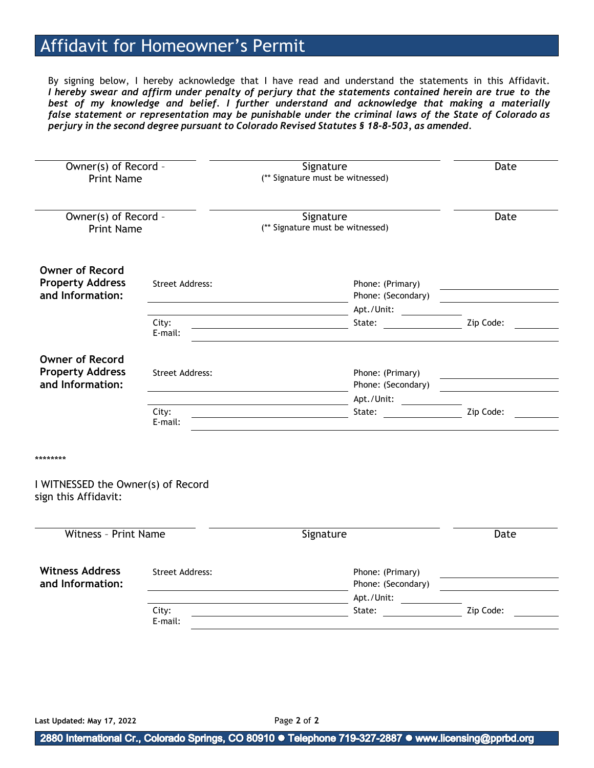# Affidavit for Homeowner's Permit

By signing below, I hereby acknowledge that I have read and understand the statements in this Affidavit. ***I hereby swear and affirm under penalty of perjury that the statements contained herein are true to the best of my knowledge and belief. I further understand and acknowledge that making a materially false statement or representation may be punishable under the criminal laws of the State of Colorado as perjury in the second degree pursuant to Colorado Revised Statutes § 18-8-503, as amended.***

| Owner(s) of Record – Print Name | Signature (** Signature must be witnessed) | Date |
|---|---|---|
| | | |

| Owner(s) of Record – Print Name | Signature (** Signature must be witnessed) | Date |
|---|---|---|
| | | |

**Owner of Record Property Address and Information:**

Street Address: ____________________

____________________

City: ____________________

E-mail: ____________________

Phone: (Primary) ____________________

Phone: (Secondary) ____________________

Apt./Unit: __________

State: __________ Zip Code: __________

**Owner of Record Property Address and Information:**

Street Address: ____________________

____________________

City: ____________________

E-mail: ____________________

Phone: (Primary) ____________________

Phone: (Secondary) ____________________

Apt./Unit: __________

State: __________ Zip Code: __________

********

I WITNESSED the Owner(s) of Record sign this Affidavit:

| Witness – Print Name | Signature | Date |
|---|---|---|
| | | |

**Witness Address and Information:**

Street Address: ____________________

____________________

City: ____________________

E-mail: ____________________

Phone: (Primary) ____________________

Phone: (Secondary) ____________________

Apt./Unit: __________

State: __________ Zip Code: __________

**Last Updated: May 17, 2022**

**2880 International Cr., Colorado Springs, CO 80910 ● Telephone 719-327-2887 ● www.licensing@pprbd.org**